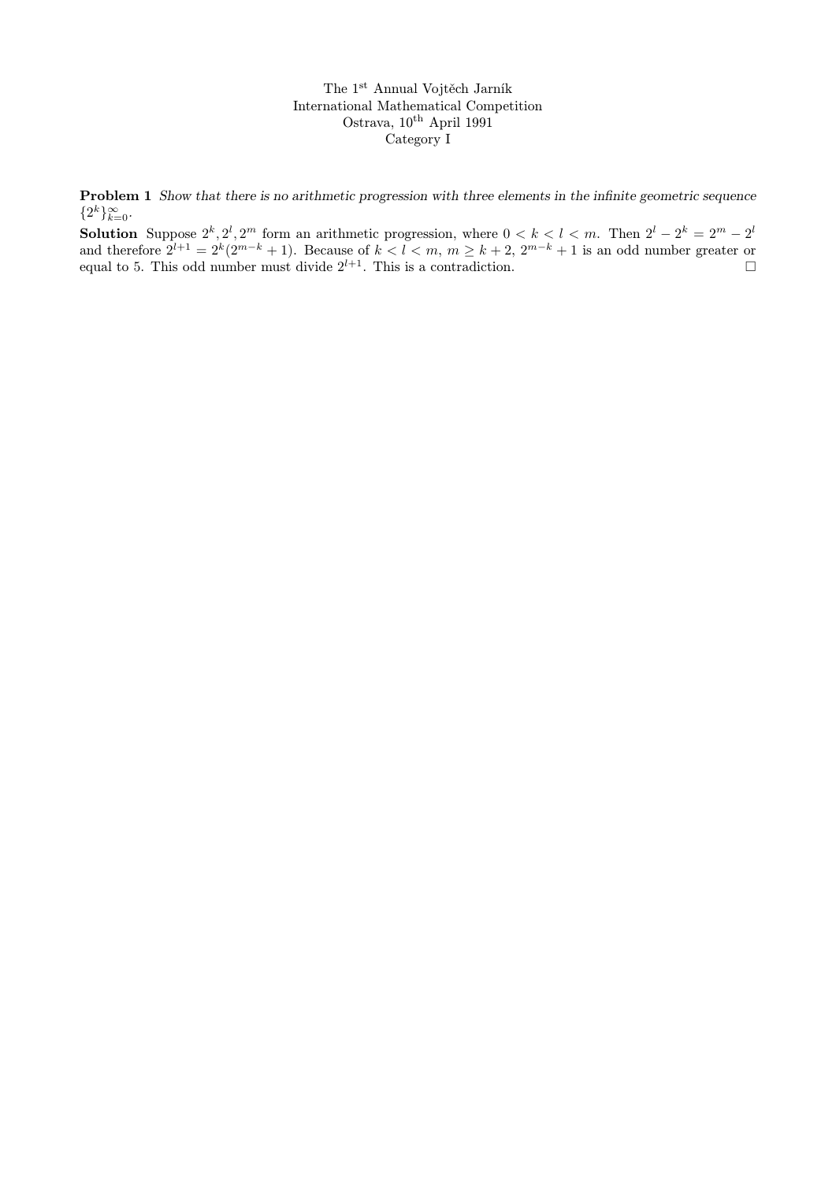The 1st Annual Vojtěch Jarník
International Mathematical Competition
Ostrava, 10th April 1991
Category I

**Problem 1** *Show that there is no arithmetic progression with three elements in the infinite geometric sequence* $\{2^k\}_{k=0}^{\infty}$.

**Solution** Suppose $2^k, 2^l, 2^m$ form an arithmetic progression, where $0 < k < l < m$. Then $2^l - 2^k = 2^m - 2^l$ and therefore $2^{l+1} = 2^k(2^{m-k} + 1)$. Because of $k < l < m$, $m \geq k + 2$, $2^{m-k} + 1$ is an odd number greater or equal to 5. This odd number must divide $2^{l+1}$. This is a contradiction. □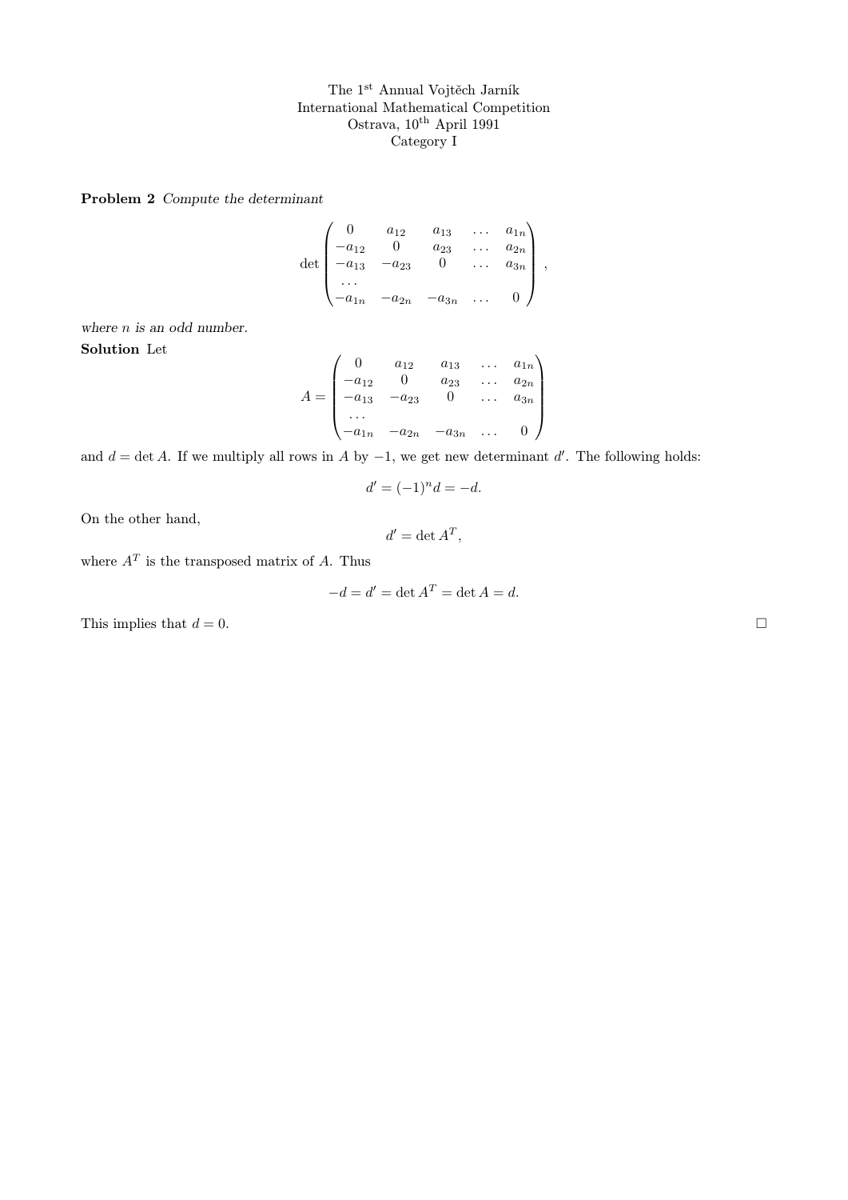The 1st Annual Vojtěch Jarník International Mathematical Competition
Ostrava, 10th April 1991
Category I

**Problem 2** *Compute the determinant*

$$\det \begin{pmatrix} 0 & a_{12} & a_{13} & \dots & a_{1n} \\ -a_{12} & 0 & a_{23} & \dots & a_{2n} \\ -a_{13} & -a_{23} & 0 & \dots & a_{3n} \\ \dots & & & & \\ -a_{1n} & -a_{2n} & -a_{3n} & \dots & 0 \end{pmatrix},$$

*where $n$ is an odd number.*

**Solution** Let

$$A = \begin{pmatrix} 0 & a_{12} & a_{13} & \dots & a_{1n} \\ -a_{12} & 0 & a_{23} & \dots & a_{2n} \\ -a_{13} & -a_{23} & 0 & \dots & a_{3n} \\ \dots & & & & \\ -a_{1n} & -a_{2n} & -a_{3n} & \dots & 0 \end{pmatrix}$$

and $d = \det A$. If we multiply all rows in $A$ by $-1$, we get new determinant $d'$. The following holds:

$$d' = (-1)^n d = -d.$$

On the other hand,

$$d' = \det A^T,$$

where $A^T$ is the transposed matrix of $A$. Thus

$$-d = d' = \det A^T = \det A = d.$$

This implies that $d = 0$. □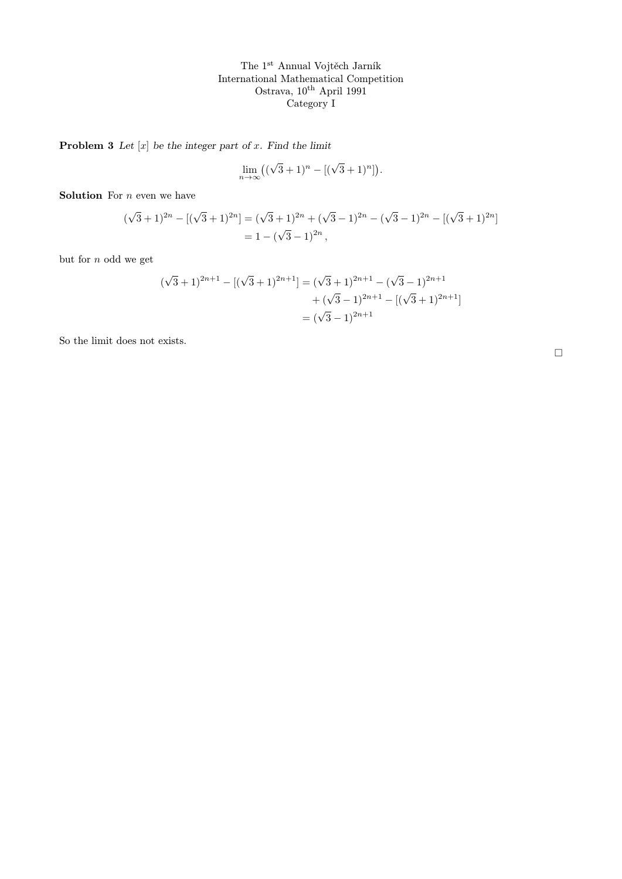The 1st Annual Vojtěch Jarník
International Mathematical Competition
Ostrava, 10th April 1991
Category I

**Problem 3** *Let $[x]$ be the integer part of $x$. Find the limit*

$$\lim_{n\to\infty}\big((\sqrt{3}+1)^n - [(\sqrt{3}+1)^n]\big).$$

**Solution** For $n$ even we have

$$\begin{aligned}(\sqrt{3}+1)^{2n} - [(\sqrt{3}+1)^{2n}] &= (\sqrt{3}+1)^{2n} + (\sqrt{3}-1)^{2n} - (\sqrt{3}-1)^{2n} - [(\sqrt{3}+1)^{2n}] \\ &= 1 - (\sqrt{3}-1)^{2n},\end{aligned}$$

but for $n$ odd we get

$$\begin{aligned}(\sqrt{3}+1)^{2n+1} - [(\sqrt{3}+1)^{2n+1}] &= (\sqrt{3}+1)^{2n+1} - (\sqrt{3}-1)^{2n+1} \\ &\quad + (\sqrt{3}-1)^{2n+1} - [(\sqrt{3}+1)^{2n+1}] \\ &= (\sqrt{3}-1)^{2n+1}\end{aligned}$$

So the limit does not exists.

□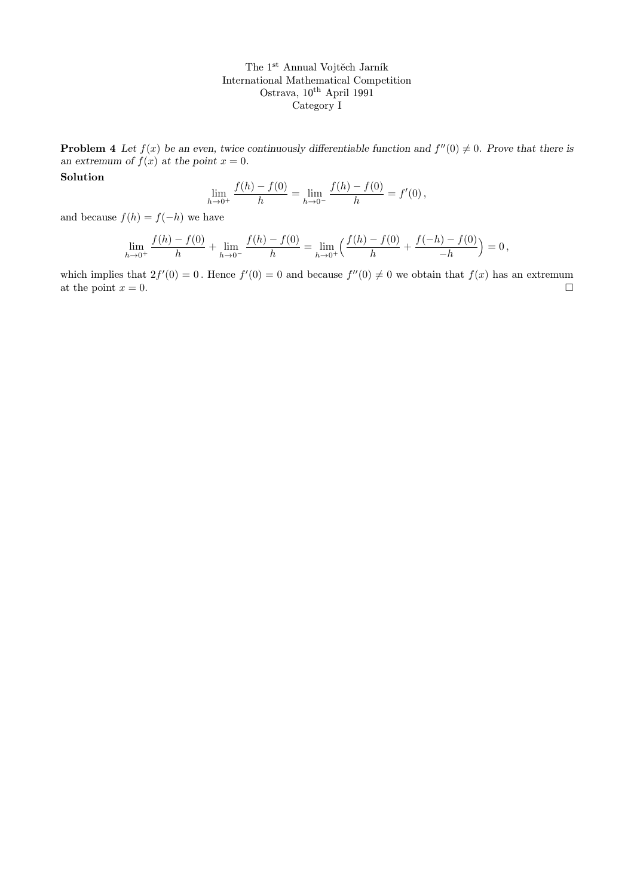The 1st Annual Vojtěch Jarník
International Mathematical Competition
Ostrava, 10th April 1991
Category I

**Problem 4** *Let $f(x)$ be an even, twice continuously differentiable function and $f''(0) \neq 0$. Prove that there is an extremum of $f(x)$ at the point $x = 0$.*

**Solution**

$$\lim_{h \to 0^+} \frac{f(h) - f(0)}{h} = \lim_{h \to 0^-} \frac{f(h) - f(0)}{h} = f'(0),$$

and because $f(h) = f(-h)$ we have

$$\lim_{h \to 0^+} \frac{f(h) - f(0)}{h} + \lim_{h \to 0^-} \frac{f(h) - f(0)}{h} = \lim_{h \to 0^+} \Big( \frac{f(h) - f(0)}{h} + \frac{f(-h) - f(0)}{-h} \Big) = 0,$$

which implies that $2f'(0) = 0$. Hence $f'(0) = 0$ and because $f''(0) \neq 0$ we obtain that $f(x)$ has an extremum at the point $x = 0$. □